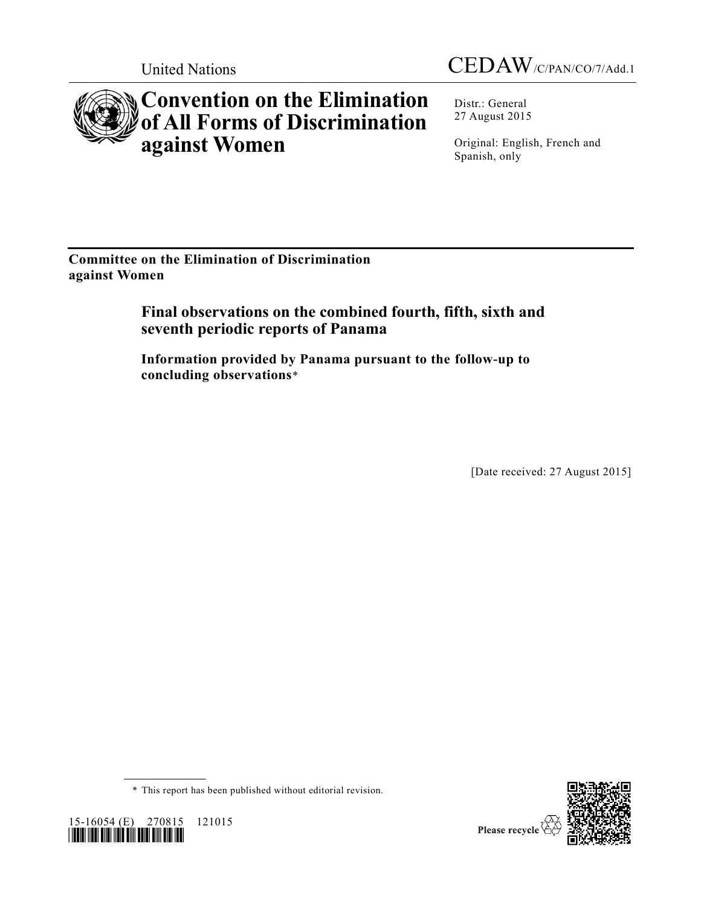United Nations

CEDAW/C/PAN/CO/7/Add.1

# Convention on the Elimination of All Forms of Discrimination against Women

Distr.: General
27 August 2015

Original: English, French and Spanish, only

**Committee on the Elimination of Discrimination against Women**

## Final observations on the combined fourth, fifth, sixth and seventh periodic reports of Panama

### Information provided by Panama pursuant to the follow-up to concluding observations*

[Date received: 27 August 2015]

\* This report has been published without editorial revision.

15-16054 (E) 270815 121015

Please recycle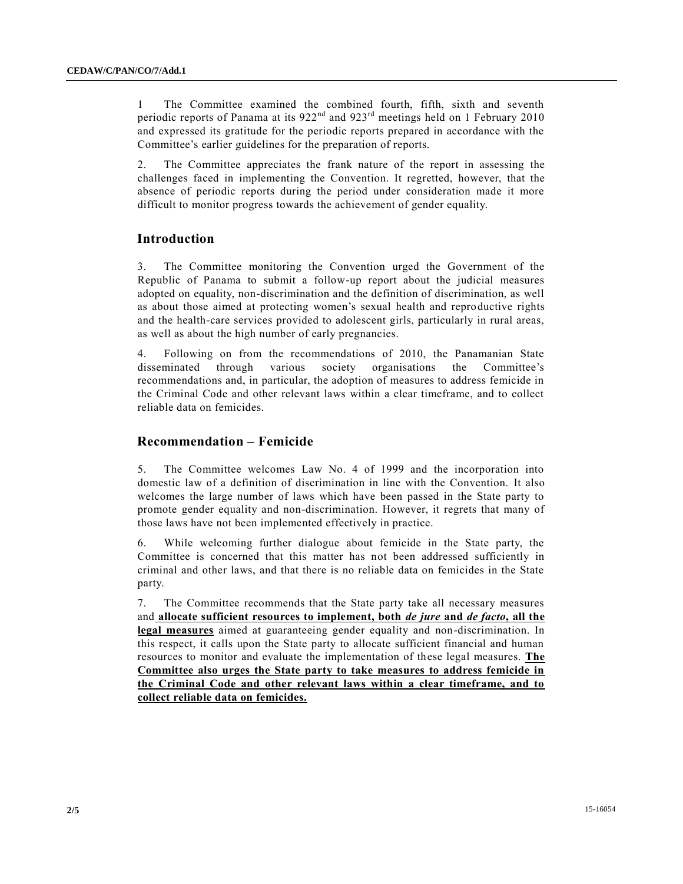1 The Committee examined the combined fourth, fifth, sixth and seventh periodic reports of Panama at its 922nd and 923rd meetings held on 1 February 2010 and expressed its gratitude for the periodic reports prepared in accordance with the Committee's earlier guidelines for the preparation of reports.

2. The Committee appreciates the frank nature of the report in assessing the challenges faced in implementing the Convention. It regretted, however, that the absence of periodic reports during the period under consideration made it more difficult to monitor progress towards the achievement of gender equality.

## Introduction

3. The Committee monitoring the Convention urged the Government of the Republic of Panama to submit a follow-up report about the judicial measures adopted on equality, non-discrimination and the definition of discrimination, as well as about those aimed at protecting women's sexual health and reproductive rights and the health-care services provided to adolescent girls, particularly in rural areas, as well as about the high number of early pregnancies.

4. Following on from the recommendations of 2010, the Panamanian State disseminated through various society organisations the Committee's recommendations and, in particular, the adoption of measures to address femicide in the Criminal Code and other relevant laws within a clear timeframe, and to collect reliable data on femicides.

## Recommendation – Femicide

5. The Committee welcomes Law No. 4 of 1999 and the incorporation into domestic law of a definition of discrimination in line with the Convention. It also welcomes the large number of laws which have been passed in the State party to promote gender equality and non-discrimination. However, it regrets that many of those laws have not been implemented effectively in practice.

6. While welcoming further dialogue about femicide in the State party, the Committee is concerned that this matter has not been addressed sufficiently in criminal and other laws, and that there is no reliable data on femicides in the State party.

7. The Committee recommends that the State party take all necessary measures and **allocate sufficient resources to implement, both *de jure* and *de facto*, all the legal measures** aimed at guaranteeing gender equality and non-discrimination. In this respect, it calls upon the State party to allocate sufficient financial and human resources to monitor and evaluate the implementation of these legal measures. **The Committee also urges the State party to take measures to address femicide in the Criminal Code and other relevant laws within a clear timeframe, and to collect reliable data on femicides.**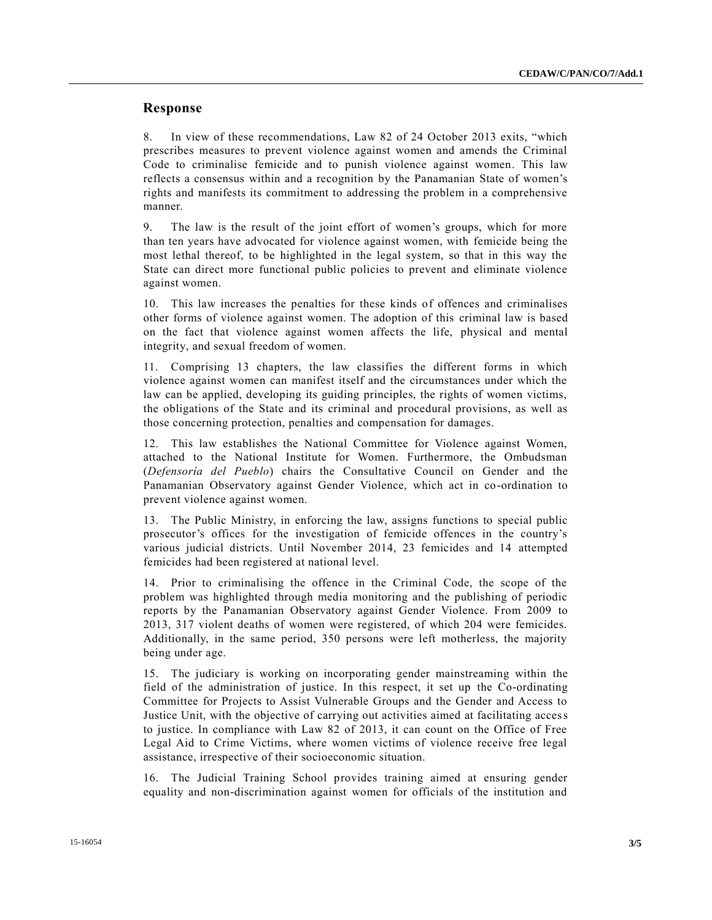## Response

8. In view of these recommendations, Law 82 of 24 October 2013 exits, "which prescribes measures to prevent violence against women and amends the Criminal Code to criminalise femicide and to punish violence against women. This law reflects a consensus within and a recognition by the Panamanian State of women's rights and manifests its commitment to addressing the problem in a comprehensive manner.

9. The law is the result of the joint effort of women's groups, which for more than ten years have advocated for violence against women, with femicide being the most lethal thereof, to be highlighted in the legal system, so that in this way the State can direct more functional public policies to prevent and eliminate violence against women.

10. This law increases the penalties for these kinds of offences and criminalises other forms of violence against women. The adoption of this criminal law is based on the fact that violence against women affects the life, physical and mental integrity, and sexual freedom of women.

11. Comprising 13 chapters, the law classifies the different forms in which violence against women can manifest itself and the circumstances under which the law can be applied, developing its guiding principles, the rights of women victims, the obligations of the State and its criminal and procedural provisions, as well as those concerning protection, penalties and compensation for damages.

12. This law establishes the National Committee for Violence against Women, attached to the National Institute for Women. Furthermore, the Ombudsman (*Defensoría del Pueblo*) chairs the Consultative Council on Gender and the Panamanian Observatory against Gender Violence, which act in co-ordination to prevent violence against women.

13. The Public Ministry, in enforcing the law, assigns functions to special public prosecutor's offices for the investigation of femicide offences in the country's various judicial districts. Until November 2014, 23 femicides and 14 attempted femicides had been registered at national level.

14. Prior to criminalising the offence in the Criminal Code, the scope of the problem was highlighted through media monitoring and the publishing of periodic reports by the Panamanian Observatory against Gender Violence. From 2009 to 2013, 317 violent deaths of women were registered, of which 204 were femicides. Additionally, in the same period, 350 persons were left motherless, the majority being under age.

15. The judiciary is working on incorporating gender mainstreaming within the field of the administration of justice. In this respect, it set up the Co-ordinating Committee for Projects to Assist Vulnerable Groups and the Gender and Access to Justice Unit, with the objective of carrying out activities aimed at facilitating access to justice. In compliance with Law 82 of 2013, it can count on the Office of Free Legal Aid to Crime Victims, where women victims of violence receive free legal assistance, irrespective of their socioeconomic situation.

16. The Judicial Training School provides training aimed at ensuring gender equality and non-discrimination against women for officials of the institution and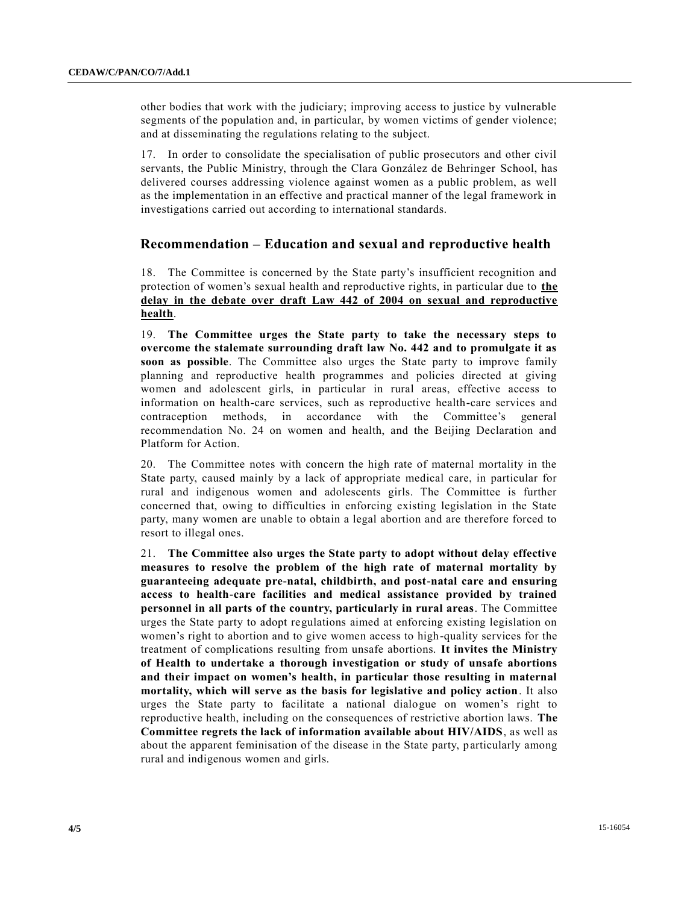other bodies that work with the judiciary; improving access to justice by vulnerable segments of the population and, in particular, by women victims of gender violence; and at disseminating the regulations relating to the subject.

17. In order to consolidate the specialisation of public prosecutors and other civil servants, the Public Ministry, through the Clara González de Behringer School, has delivered courses addressing violence against women as a public problem, as well as the implementation in an effective and practical manner of the legal framework in investigations carried out according to international standards.

## Recommendation – Education and sexual and reproductive health

18. The Committee is concerned by the State party's insufficient recognition and protection of women's sexual health and reproductive rights, in particular due to **the delay in the debate over draft Law 442 of 2004 on sexual and reproductive health**.

19. **The Committee urges the State party to take the necessary steps to overcome the stalemate surrounding draft law No. 442 and to promulgate it as soon as possible**. The Committee also urges the State party to improve family planning and reproductive health programmes and policies directed at giving women and adolescent girls, in particular in rural areas, effective access to information on health-care services, such as reproductive health-care services and contraception methods, in accordance with the Committee's general recommendation No. 24 on women and health, and the Beijing Declaration and Platform for Action.

20. The Committee notes with concern the high rate of maternal mortality in the State party, caused mainly by a lack of appropriate medical care, in particular for rural and indigenous women and adolescents girls. The Committee is further concerned that, owing to difficulties in enforcing existing legislation in the State party, many women are unable to obtain a legal abortion and are therefore forced to resort to illegal ones.

21. **The Committee also urges the State party to adopt without delay effective measures to resolve the problem of the high rate of maternal mortality by guaranteeing adequate pre-natal, childbirth, and post-natal care and ensuring access to health-care facilities and medical assistance provided by trained personnel in all parts of the country, particularly in rural areas**. The Committee urges the State party to adopt regulations aimed at enforcing existing legislation on women's right to abortion and to give women access to high-quality services for the treatment of complications resulting from unsafe abortions. **It invites the Ministry of Health to undertake a thorough investigation or study of unsafe abortions and their impact on women's health, in particular those resulting in maternal mortality, which will serve as the basis for legislative and policy action**. It also urges the State party to facilitate a national dialogue on women's right to reproductive health, including on the consequences of restrictive abortion laws. **The Committee regrets the lack of information available about HIV/AIDS**, as well as about the apparent feminisation of the disease in the State party, particularly among rural and indigenous women and girls.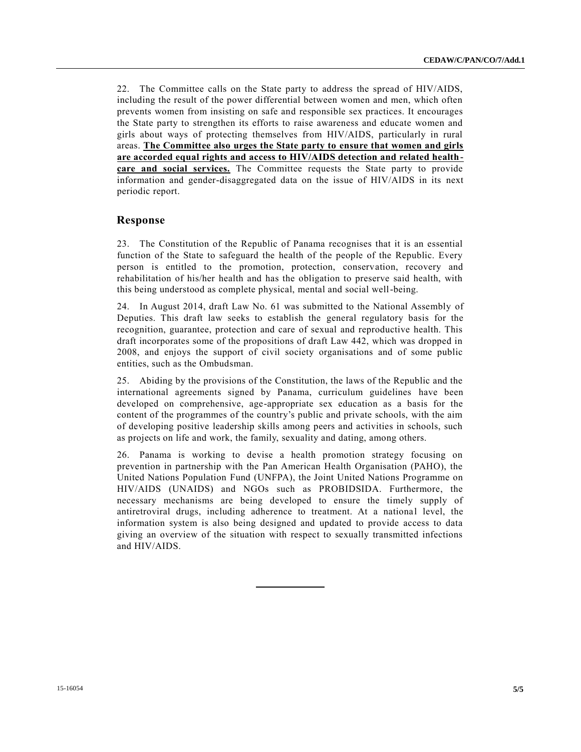22. The Committee calls on the State party to address the spread of HIV/AIDS, including the result of the power differential between women and men, which often prevents women from insisting on safe and responsible sex practices. It encourages the State party to strengthen its efforts to raise awareness and educate women and girls about ways of protecting themselves from HIV/AIDS, particularly in rural areas. **The Committee also urges the State party to ensure that women and girls are accorded equal rights and access to HIV/AIDS detection and related health-care and social services.** The Committee requests the State party to provide information and gender-disaggregated data on the issue of HIV/AIDS in its next periodic report.

## Response

23. The Constitution of the Republic of Panama recognises that it is an essential function of the State to safeguard the health of the people of the Republic. Every person is entitled to the promotion, protection, conservation, recovery and rehabilitation of his/her health and has the obligation to preserve said health, with this being understood as complete physical, mental and social well-being.

24. In August 2014, draft Law No. 61 was submitted to the National Assembly of Deputies. This draft law seeks to establish the general regulatory basis for the recognition, guarantee, protection and care of sexual and reproductive health. This draft incorporates some of the propositions of draft Law 442, which was dropped in 2008, and enjoys the support of civil society organisations and of some public entities, such as the Ombudsman.

25. Abiding by the provisions of the Constitution, the laws of the Republic and the international agreements signed by Panama, curriculum guidelines have been developed on comprehensive, age-appropriate sex education as a basis for the content of the programmes of the country's public and private schools, with the aim of developing positive leadership skills among peers and activities in schools, such as projects on life and work, the family, sexuality and dating, among others.

26. Panama is working to devise a health promotion strategy focusing on prevention in partnership with the Pan American Health Organisation (PAHO), the United Nations Population Fund (UNFPA), the Joint United Nations Programme on HIV/AIDS (UNAIDS) and NGOs such as PROBIDSIDA. Furthermore, the necessary mechanisms are being developed to ensure the timely supply of antiretroviral drugs, including adherence to treatment. At a national level, the information system is also being designed and updated to provide access to data giving an overview of the situation with respect to sexually transmitted infections and HIV/AIDS.